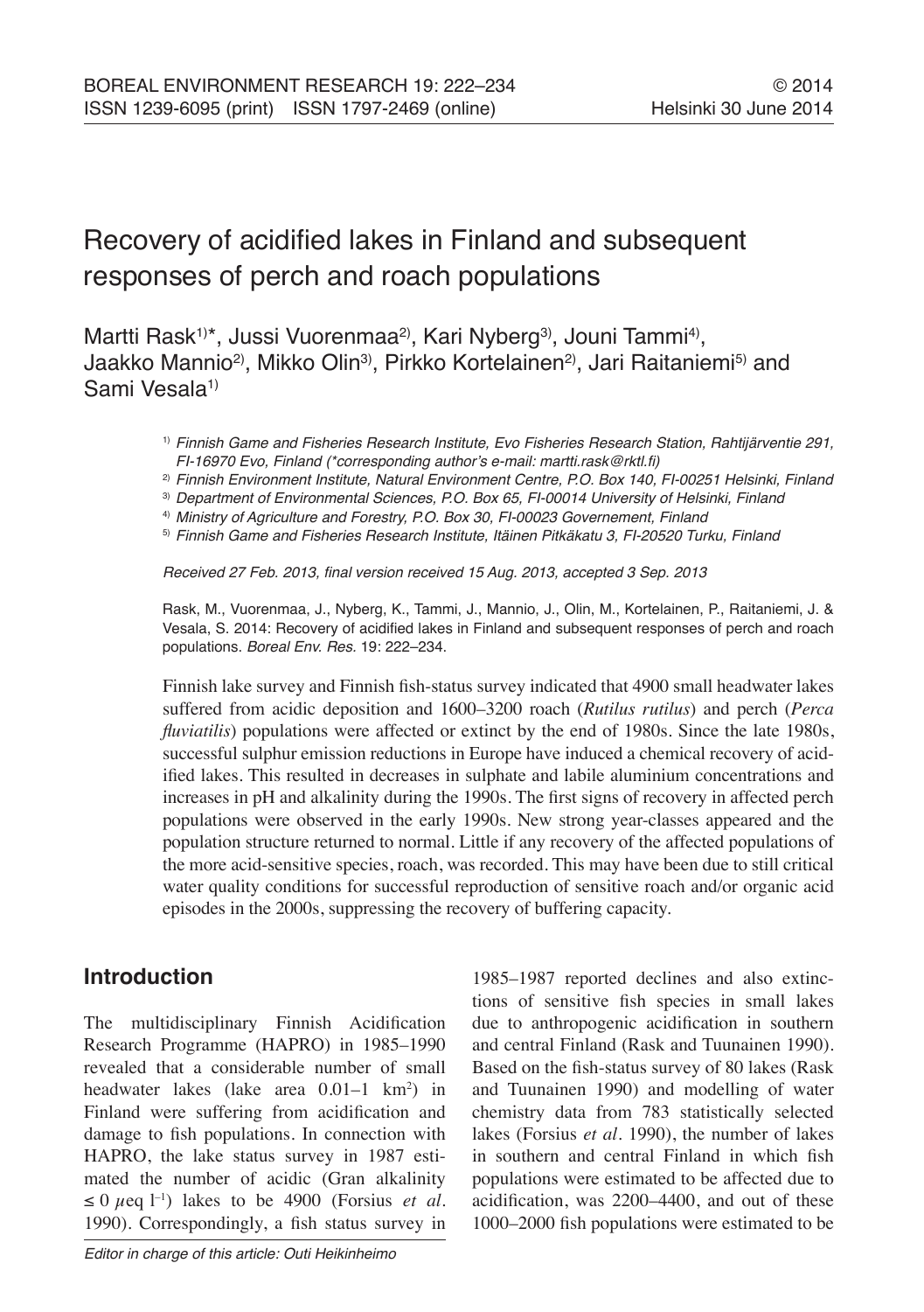# Recovery of acidified lakes in Finland and subsequent responses of perch and roach populations

Martti Rask[1)]*, Jussi Vuorenmaa[2)], Kari Nyberg[3)], Jouni Tammi[4)], Jaakko Mannio[2)], Mikko Olin[3)], Pirkko Kortelainen[2)], Jari Raitaniemi[5)] and Sami Vesala[1)]

[1)] *Finnish Game and Fisheries Research Institute, Evo Fisheries Research Station, Rahtijärventie 291, FI-16970 Evo, Finland (*corresponding author's e-mail: martti.rask@rktl.fi)*

[2)] *Finnish Environment Institute, Natural Environment Centre, P.O. Box 140, FI-00251 Helsinki, Finland*

[3)] *Department of Environmental Sciences, P.O. Box 65, FI-00014 University of Helsinki, Finland*

[4)] *Ministry of Agriculture and Forestry, P.O. Box 30, FI-00023 Governement, Finland*

[5)] *Finnish Game and Fisheries Research Institute, Itäinen Pitkäkatu 3, FI-20520 Turku, Finland*

*Received 27 Feb. 2013, final version received 15 Aug. 2013, accepted 3 Sep. 2013*

Rask, M., Vuorenmaa, J., Nyberg, K., Tammi, J., Mannio, J., Olin, M., Kortelainen, P., Raitaniemi, J. & Vesala, S. 2014: Recovery of acidified lakes in Finland and subsequent responses of perch and roach populations. *Boreal Env. Res.* 19: 222–234.

Finnish lake survey and Finnish fish-status survey indicated that 4900 small headwater lakes suffered from acidic deposition and 1600–3200 roach (*Rutilus rutilus*) and perch (*Perca fluviatilis*) populations were affected or extinct by the end of 1980s. Since the late 1980s, successful sulphur emission reductions in Europe have induced a chemical recovery of acidified lakes. This resulted in decreases in sulphate and labile aluminium concentrations and increases in pH and alkalinity during the 1990s. The first signs of recovery in affected perch populations were observed in the early 1990s. New strong year-classes appeared and the population structure returned to normal. Little if any recovery of the affected populations of the more acid-sensitive species, roach, was recorded. This may have been due to still critical water quality conditions for successful reproduction of sensitive roach and/or organic acid episodes in the 2000s, suppressing the recovery of buffering capacity.

## Introduction

The multidisciplinary Finnish Acidification Research Programme (HAPRO) in 1985–1990 revealed that a considerable number of small headwater lakes (lake area 0.01–1 $km^2$) in Finland were suffering from acidification and damage to fish populations. In connection with HAPRO, the lake status survey in 1987 estimated the number of acidic (Gran alkalinity $\leq 0\ \mu eq\ l^{-1}$) lakes to be 4900 (Forsius *et al.* 1990). Correspondingly, a fish status survey in 1985–1987 reported declines and also extinctions of sensitive fish species in small lakes due to anthropogenic acidification in southern and central Finland (Rask and Tuunainen 1990). Based on the fish-status survey of 80 lakes (Rask and Tuunainen 1990) and modelling of water chemistry data from 783 statistically selected lakes (Forsius *et al.* 1990), the number of lakes in southern and central Finland in which fish populations were estimated to be affected due to acidification, was 2200–4400, and out of these 1000–2000 fish populations were estimated to be

*Editor in charge of this article: Outi Heikinheimo*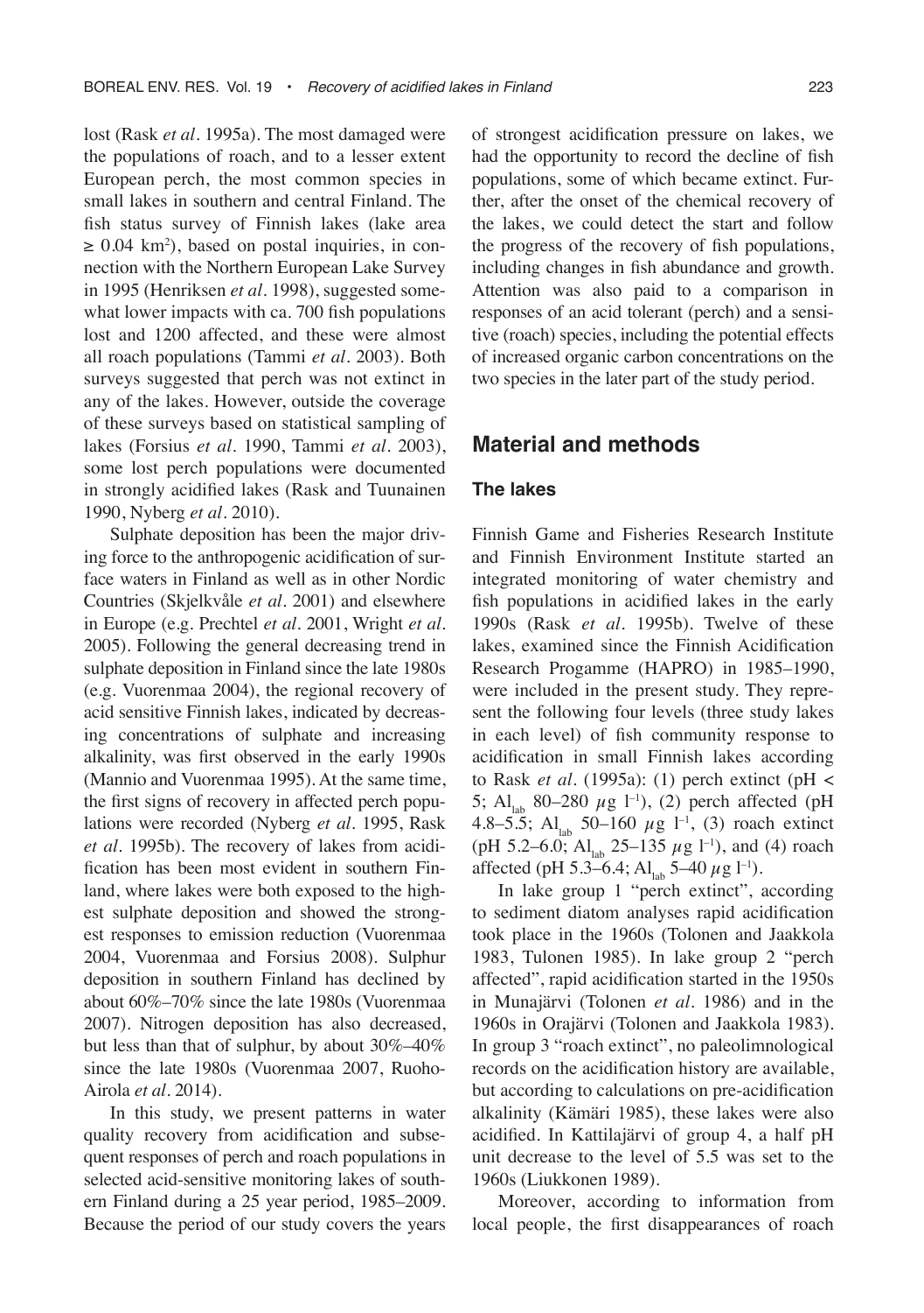lost (Rask *et al.* 1995a). The most damaged were the populations of roach, and to a lesser extent European perch, the most common species in small lakes in southern and central Finland. The fish status survey of Finnish lakes (lake area $\geq 0.04$ km$^2$), based on postal inquiries, in connection with the Northern European Lake Survey in 1995 (Henriksen *et al.* 1998), suggested somewhat lower impacts with ca. 700 fish populations lost and 1200 affected, and these were almost all roach populations (Tammi *et al.* 2003). Both surveys suggested that perch was not extinct in any of the lakes. However, outside the coverage of these surveys based on statistical sampling of lakes (Forsius *et al.* 1990, Tammi *et al.* 2003), some lost perch populations were documented in strongly acidified lakes (Rask and Tuunainen 1990, Nyberg *et al.* 2010).

Sulphate deposition has been the major driving force to the anthropogenic acidification of surface waters in Finland as well as in other Nordic Countries (Skjelkvåle *et al.* 2001) and elsewhere in Europe (e.g. Prechtel *et al.* 2001, Wright *et al.* 2005). Following the general decreasing trend in sulphate deposition in Finland since the late 1980s (e.g. Vuorenmaa 2004), the regional recovery of acid sensitive Finnish lakes, indicated by decreasing concentrations of sulphate and increasing alkalinity, was first observed in the early 1990s (Mannio and Vuorenmaa 1995). At the same time, the first signs of recovery in affected perch populations were recorded (Nyberg *et al.* 1995, Rask *et al.* 1995b). The recovery of lakes from acidification has been most evident in southern Finland, where lakes were both exposed to the highest sulphate deposition and showed the strongest responses to emission reduction (Vuorenmaa 2004, Vuorenmaa and Forsius 2008). Sulphur deposition in southern Finland has declined by about 60%–70% since the late 1980s (Vuorenmaa 2007). Nitrogen deposition has also decreased, but less than that of sulphur, by about 30%–40% since the late 1980s (Vuorenmaa 2007, Ruoho-Airola *et al.* 2014).

In this study, we present patterns in water quality recovery from acidification and subsequent responses of perch and roach populations in selected acid-sensitive monitoring lakes of southern Finland during a 25 year period, 1985–2009. Because the period of our study covers the years of strongest acidification pressure on lakes, we had the opportunity to record the decline of fish populations, some of which became extinct. Further, after the onset of the chemical recovery of the lakes, we could detect the start and follow the progress of the recovery of fish populations, including changes in fish abundance and growth. Attention was also paid to a comparison in responses of an acid tolerant (perch) and a sensitive (roach) species, including the potential effects of increased organic carbon concentrations on the two species in the later part of the study period.

## Material and methods

### The lakes

Finnish Game and Fisheries Research Institute and Finnish Environment Institute started an integrated monitoring of water chemistry and fish populations in acidified lakes in the early 1990s (Rask *et al.* 1995b). Twelve of these lakes, examined since the Finnish Acidification Research Progamme (HAPRO) in 1985–1990, were included in the present study. They represent the following four levels (three study lakes in each level) of fish community response to acidification in small Finnish lakes according to Rask *et al.* (1995a): (1) perch extinct (pH < 5; $Al_{lab}$ 80–280 $\mu$g l$^{-1}$), (2) perch affected (pH 4.8–5.5; $Al_{lab}$ 50–160 $\mu$g l$^{-1}$, (3) roach extinct (pH 5.2–6.0; $Al_{lab}$ 25–135 $\mu$g l$^{-1}$), and (4) roach affected (pH 5.3–6.4; $Al_{lab}$ 5–40 $\mu$g l$^{-1}$).

In lake group 1 "perch extinct", according to sediment diatom analyses rapid acidification took place in the 1960s (Tolonen and Jaakkola 1983, Tulonen 1985). In lake group 2 "perch affected", rapid acidification started in the 1950s in Munajärvi (Tolonen *et al.* 1986) and in the 1960s in Orajärvi (Tolonen and Jaakkola 1983). In group 3 "roach extinct", no paleolimnological records on the acidification history are available, but according to calculations on pre-acidification alkalinity (Kämäri 1985), these lakes were also acidified. In Kattilajärvi of group 4, a half pH unit decrease to the level of 5.5 was set to the 1960s (Liukkonen 1989).

Moreover, according to information from local people, the first disappearances of roach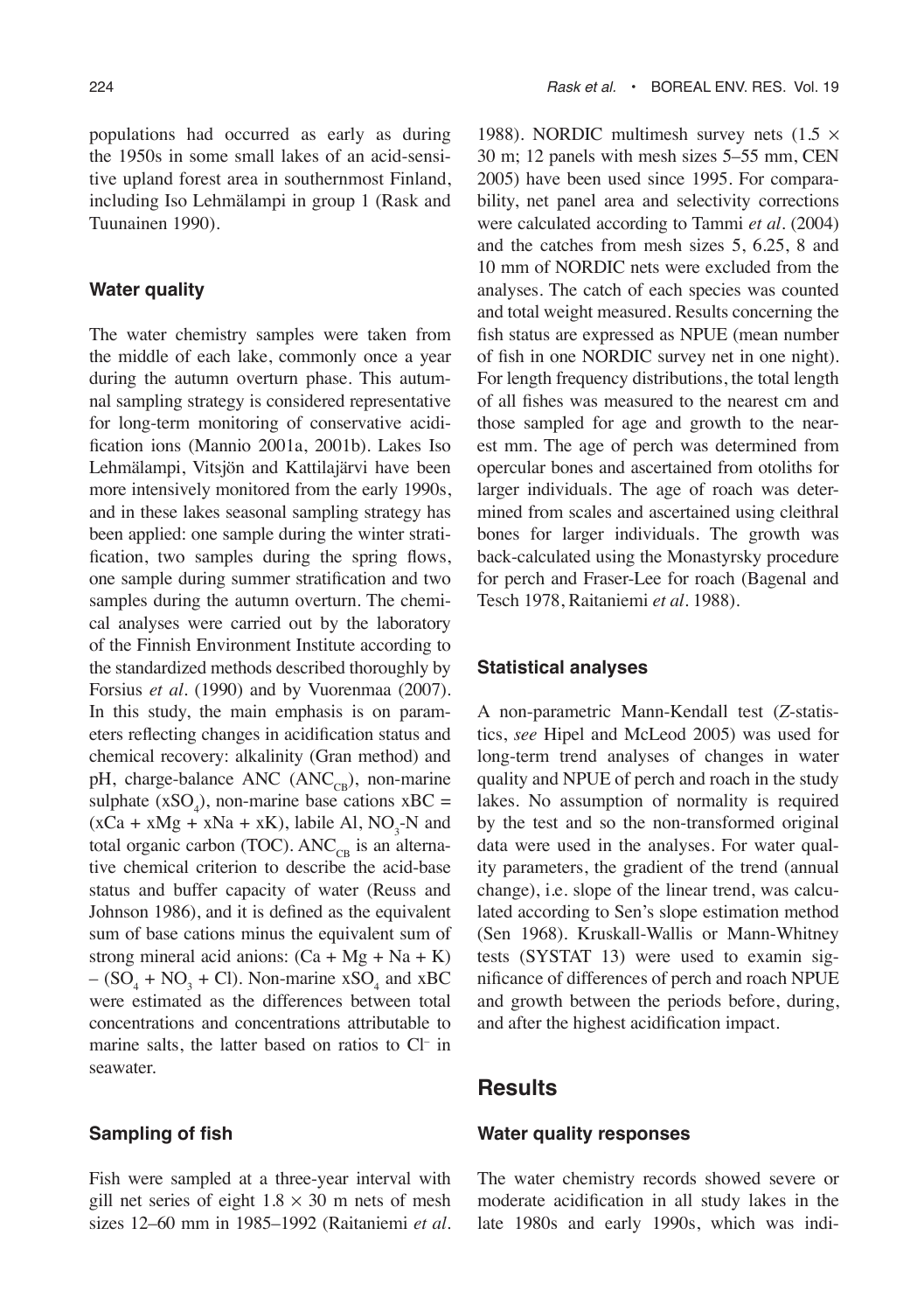populations had occurred as early as during the 1950s in some small lakes of an acid-sensitive upland forest area in southernmost Finland, including Iso Lehmälampi in group 1 (Rask and Tuunainen 1990).

### Water quality

The water chemistry samples were taken from the middle of each lake, commonly once a year during the autumn overturn phase. This autumnal sampling strategy is considered representative for long-term monitoring of conservative acidification ions (Mannio 2001a, 2001b). Lakes Iso Lehmälampi, Vitsjön and Kattilajärvi have been more intensively monitored from the early 1990s, and in these lakes seasonal sampling strategy has been applied: one sample during the winter stratification, two samples during the spring flows, one sample during summer stratification and two samples during the autumn overturn. The chemical analyses were carried out by the laboratory of the Finnish Environment Institute according to the standardized methods described thoroughly by Forsius *et al.* (1990) and by Vuorenmaa (2007). In this study, the main emphasis is on parameters reflecting changes in acidification status and chemical recovery: alkalinity (Gran method) and pH, charge-balance ANC ($ANC_{CB}$), non-marine sulphate ($xSO_4$), non-marine base cations $xBC = (xCa + xMg + xNa + xK)$, labile Al, $NO_3$-N and total organic carbon (TOC). $ANC_{CB}$ is an alternative chemical criterion to describe the acid-base status and buffer capacity of water (Reuss and Johnson 1986), and it is defined as the equivalent sum of base cations minus the equivalent sum of strong mineral acid anions: $(Ca + Mg + Na + K) - (SO_4 + NO_3 + Cl)$. Non-marine $xSO_4$ and xBC were estimated as the differences between total concentrations and concentrations attributable to marine salts, the latter based on ratios to $Cl^-$ in seawater.

### Sampling of fish

Fish were sampled at a three-year interval with gill net series of eight $1.8 \times 30$ m nets of mesh sizes 12–60 mm in 1985–1992 (Raitaniemi *et al.* 1988). NORDIC multimesh survey nets ($1.5 \times 30$ m; 12 panels with mesh sizes 5–55 mm, CEN 2005) have been used since 1995. For comparability, net panel area and selectivity corrections were calculated according to Tammi *et al.* (2004) and the catches from mesh sizes 5, 6.25, 8 and 10 mm of NORDIC nets were excluded from the analyses. The catch of each species was counted and total weight measured. Results concerning the fish status are expressed as NPUE (mean number of fish in one NORDIC survey net in one night). For length frequency distributions, the total length of all fishes was measured to the nearest cm and those sampled for age and growth to the nearest mm. The age of perch was determined from opercular bones and ascertained from otoliths for larger individuals. The age of roach was determined from scales and ascertained using cleithral bones for larger individuals. The growth was back-calculated using the Monastyrsky procedure for perch and Fraser-Lee for roach (Bagenal and Tesch 1978, Raitaniemi *et al.* 1988).

### Statistical analyses

A non-parametric Mann-Kendall test ($Z$-statistics, *see* Hipel and McLeod 2005) was used for long-term trend analyses of changes in water quality and NPUE of perch and roach in the study lakes. No assumption of normality is required by the test and so the non-transformed original data were used in the analyses. For water quality parameters, the gradient of the trend (annual change), i.e. slope of the linear trend, was calculated according to Sen's slope estimation method (Sen 1968). Kruskall-Wallis or Mann-Whitney tests (SYSTAT 13) were used to examin significance of differences of perch and roach NPUE and growth between the periods before, during, and after the highest acidification impact.

## Results

### Water quality responses

The water chemistry records showed severe or moderate acidification in all study lakes in the late 1980s and early 1990s, which was indi-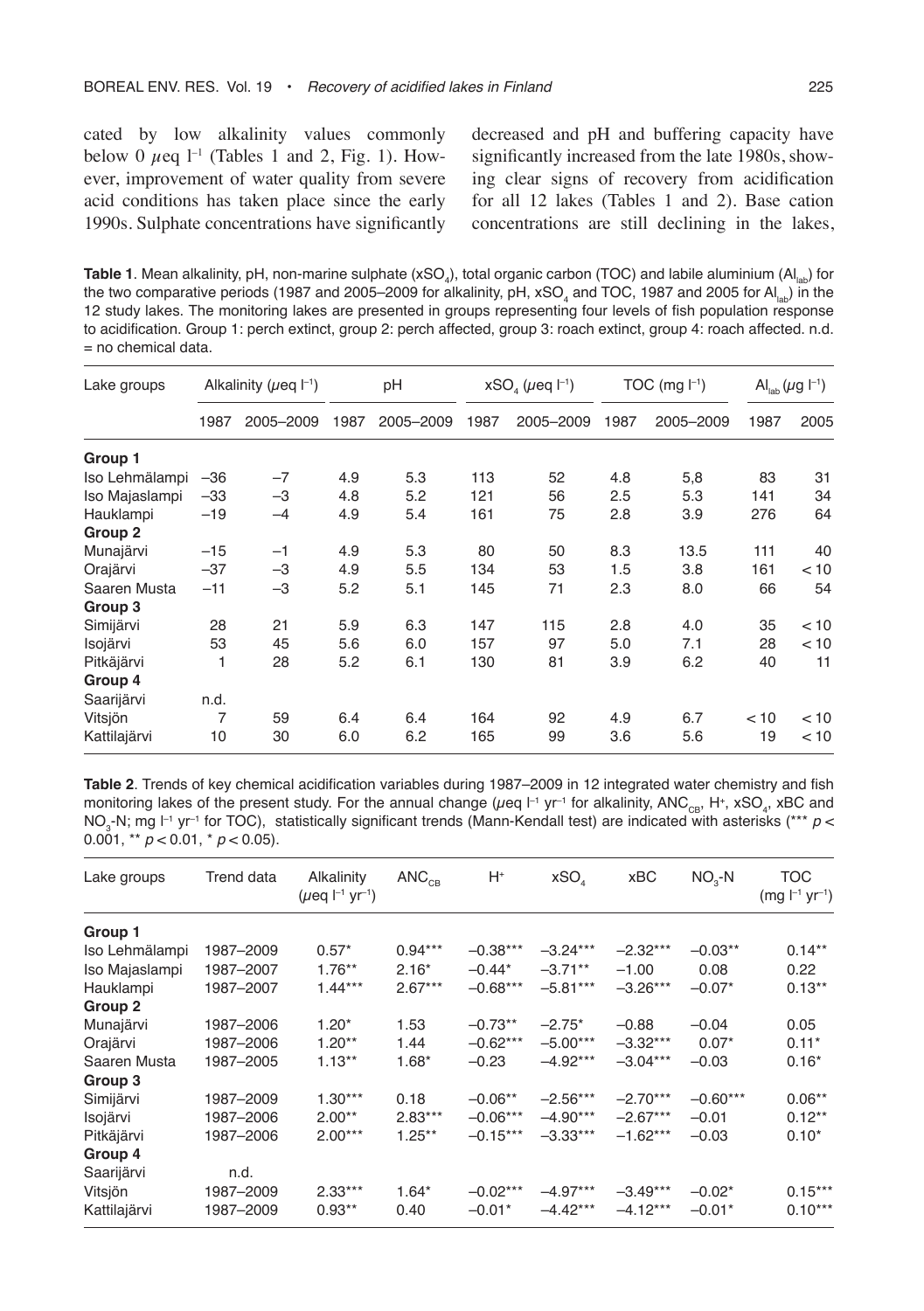cated by low alkalinity values commonly below 0 $\mu$eq $l^{-1}$ (Tables 1 and 2, Fig. 1). However, improvement of water quality from severe acid conditions has taken place since the early 1990s. Sulphate concentrations have significantly decreased and pH and buffering capacity have significantly increased from the late 1980s, showing clear signs of recovery from acidification for all 12 lakes (Tables 1 and 2). Base cation concentrations are still declining in the lakes,

**Table 1**. Mean alkalinity, pH, non-marine sulphate ($xSO_4$), total organic carbon (TOC) and labile aluminium ($Al_{lab}$) for the two comparative periods (1987 and 2005–2009 for alkalinity, pH, $xSO_4$ and TOC, 1987 and 2005 for $Al_{lab}$) in the 12 study lakes. The monitoring lakes are presented in groups representing four levels of fish population response to acidification. Group 1: perch extinct, group 2: perch affected, group 3: roach extinct, group 4: roach affected. n.d. = no chemical data.

| Lake groups | Alkalinity ($\mu$eq $l^{-1}$) | | pH | | $xSO_4$ ($\mu$eq $l^{-1}$) | | TOC (mg $l^{-1}$) | | $Al_{lab}$ ($\mu$g $l^{-1}$) | |
|---|---|---|---|---|---|---|---|---|---|---|
| | 1987 | 2005–2009 | 1987 | 2005–2009 | 1987 | 2005–2009 | 1987 | 2005–2009 | 1987 | 2005 |
| **Group 1** | | | | | | | | | | |
| Iso Lehmälampi | –36 | –7 | 4.9 | 5.3 | 113 | 52 | 4.8 | 5,8 | 83 | 31 |
| Iso Majaslampi | –33 | –3 | 4.8 | 5.2 | 121 | 56 | 2.5 | 5.3 | 141 | 34 |
| Hauklampi | –19 | –4 | 4.9 | 5.4 | 161 | 75 | 2.8 | 3.9 | 276 | 64 |
| **Group 2** | | | | | | | | | | |
| Munajärvi | –15 | –1 | 4.9 | 5.3 | 80 | 50 | 8.3 | 13.5 | 111 | 40 |
| Orajärvi | –37 | –3 | 4.9 | 5.5 | 134 | 53 | 1.5 | 3.8 | 161 | < 10 |
| Saaren Musta | –11 | –3 | 5.2 | 5.1 | 145 | 71 | 2.3 | 8.0 | 66 | 54 |
| **Group 3** | | | | | | | | | | |
| Simijärvi | 28 | 21 | 5.9 | 6.3 | 147 | 115 | 2.8 | 4.0 | 35 | < 10 |
| Isojärvi | 53 | 45 | 5.6 | 6.0 | 157 | 97 | 5.0 | 7.1 | 28 | < 10 |
| Pitkäjärvi | 1 | 28 | 5.2 | 6.1 | 130 | 81 | 3.9 | 6.2 | 40 | 11 |
| **Group 4** | | | | | | | | | | |
| Saarijärvi | n.d. | | | | | | | | | |
| Vitsjön | 7 | 59 | 6.4 | 6.4 | 164 | 92 | 4.9 | 6.7 | < 10 | < 10 |
| Kattilajärvi | 10 | 30 | 6.0 | 6.2 | 165 | 99 | 3.6 | 5.6 | 19 | < 10 |

**Table 2**. Trends of key chemical acidification variables during 1987–2009 in 12 integrated water chemistry and fish monitoring lakes of the present study. For the annual change ($\mu$eq $l^{-1}$ $yr^{-1}$ for alkalinity, $ANC_{CB}$, $H^+$, $xSO_4$, xBC and $NO_3$-N; mg $l^{-1}$ $yr^{-1}$ for TOC), statistically significant trends (Mann-Kendall test) are indicated with asterisks (*** $p < 0.001$, ** $p < 0.01$, * $p < 0.05$).

| Lake groups | Trend data | Alkalinity ($\mu$eq $l^{-1}$ $yr^{-1}$) | $ANC_{CB}$ | $H^+$ | $xSO_4$ | xBC | $NO_3$-N | TOC (mg $l^{-1}$ $yr^{-1}$) |
|---|---|---|---|---|---|---|---|---|
| **Group 1** | | | | | | | | |
| Iso Lehmälampi | 1987–2009 | 0.57* | 0.94*** | –0.38*** | –3.24*** | –2.32*** | –0.03** | 0.14** |
| Iso Majaslampi | 1987–2007 | 1.76** | 2.16* | –0.44* | –3.71** | –1.00 | 0.08 | 0.22 |
| Hauklampi | 1987–2007 | 1.44*** | 2.67*** | –0.68*** | –5.81*** | –3.26*** | –0.07* | 0.13** |
| **Group 2** | | | | | | | | |
| Munajärvi | 1987–2006 | 1.20* | 1.53 | –0.73** | –2.75* | –0.88 | –0.04 | 0.05 |
| Orajärvi | 1987–2006 | 1.20** | 1.44 | –0.62*** | –5.00*** | –3.32*** | 0.07* | 0.11* |
| Saaren Musta | 1987–2005 | 1.13** | 1.68* | –0.23 | –4.92*** | –3.04*** | –0.03 | 0.16* |
| **Group 3** | | | | | | | | |
| Simijärvi | 1987–2009 | 1.30*** | 0.18 | –0.06** | –2.56*** | –2.70*** | –0.60*** | 0.06** |
| Isojärvi | 1987–2006 | 2.00** | 2.83*** | –0.06*** | –4.90*** | –2.67*** | –0.01 | 0.12** |
| Pitkäjärvi | 1987–2006 | 2.00*** | 1.25** | –0.15*** | –3.33*** | –1.62*** | –0.03 | 0.10* |
| **Group 4** | | | | | | | | |
| Saarijärvi | n.d. | | | | | | | |
| Vitsjön | 1987–2009 | 2.33*** | 1.64* | –0.02*** | –4.97*** | –3.49*** | –0.02* | 0.15*** |
| Kattilajärvi | 1987–2009 | 0.93** | 0.40 | –0.01* | –4.42*** | –4.12*** | –0.01* | 0.10*** |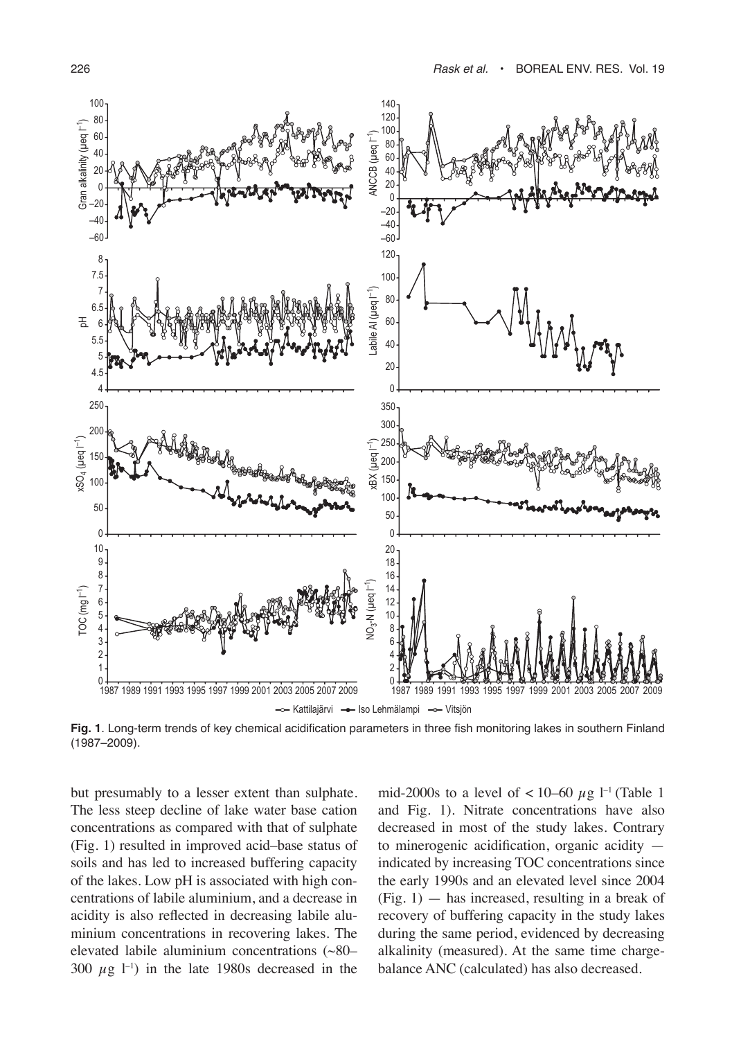**Fig. 1**. Long-term trends of key chemical acidification parameters in three fish monitoring lakes in southern Finland (1987–2009).

but presumably to a lesser extent than sulphate. The less steep decline of lake water base cation concentrations as compared with that of sulphate (Fig. 1) resulted in improved acid–base status of soils and has led to increased buffering capacity of the lakes. Low pH is associated with high concentrations of labile aluminium, and a decrease in acidity is also reflected in decreasing labile aluminium concentrations in recovering lakes. The elevated labile aluminium concentrations (~80–300 $\mu$g $l^{-1}$) in the late 1980s decreased in the mid-2000s to a level of < 10–60 $\mu$g $l^{-1}$ (Table 1 and Fig. 1). Nitrate concentrations have also decreased in most of the study lakes. Contrary to minerogenic acidification, organic acidity — indicated by increasing TOC concentrations since the early 1990s and an elevated level since 2004 (Fig. 1) — has increased, resulting in a break of recovery of buffering capacity in the study lakes during the same period, evidenced by decreasing alkalinity (measured). At the same time charge-balance ANC (calculated) has also decreased.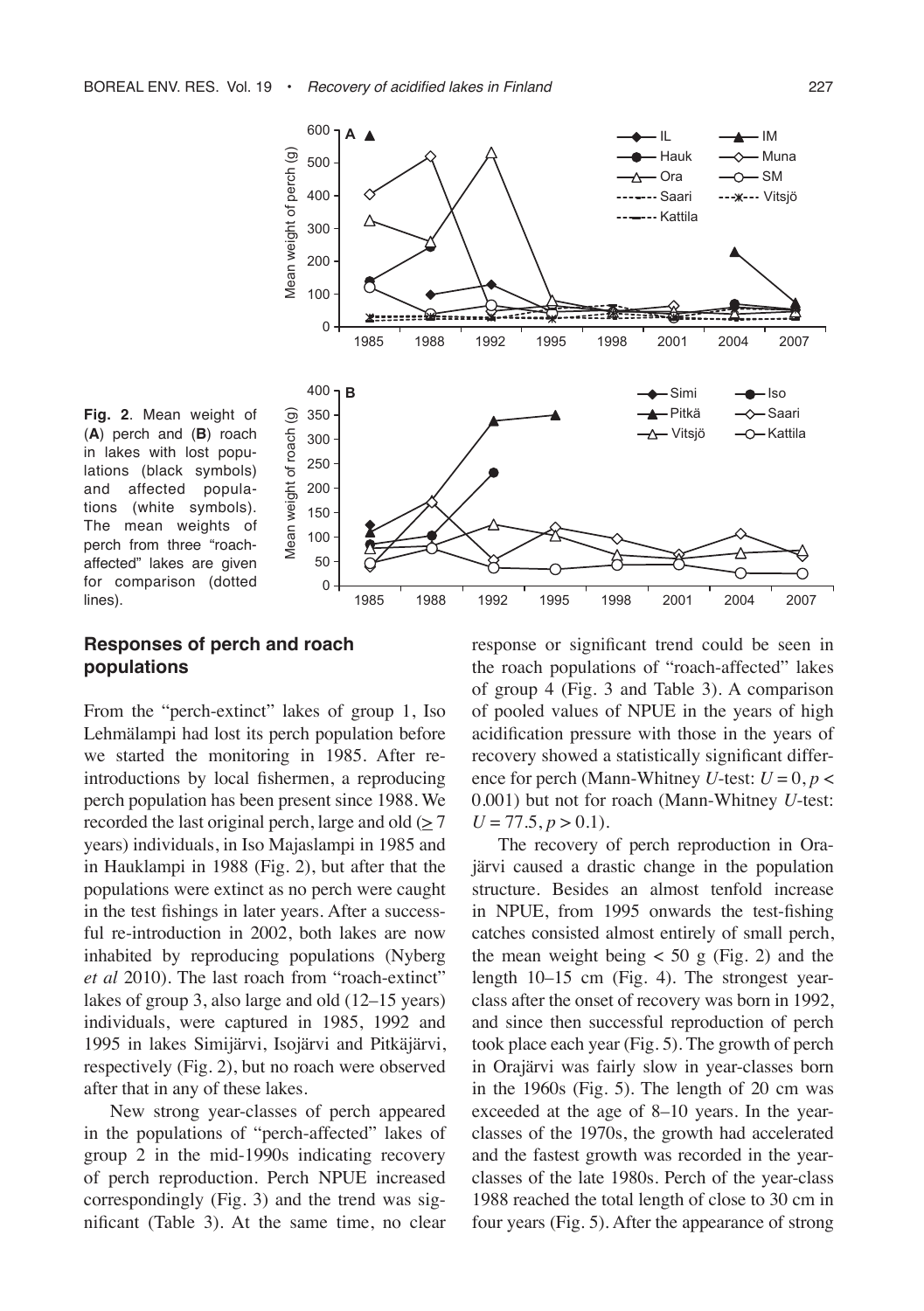**Fig. 2**. Mean weight of (**A**) perch and (**B**) roach in lakes with lost populations (black symbols) and affected populations (white symbols). The mean weights of perch from three "roach-affected" lakes are given for comparison (dotted lines).

### Responses of perch and roach populations

From the "perch-extinct" lakes of group 1, Iso Lehmälampi had lost its perch population before we started the monitoring in 1985. After re-introductions by local fishermen, a reproducing perch population has been present since 1988. We recorded the last original perch, large and old (≥ 7 years) individuals, in Iso Majaslampi in 1985 and in Hauklampi in 1988 (Fig. 2), but after that the populations were extinct as no perch were caught in the test fishings in later years. After a successful re-introduction in 2002, both lakes are now inhabited by reproducing populations (Nyberg *et al* 2010). The last roach from "roach-extinct" lakes of group 3, also large and old (12–15 years) individuals, were captured in 1985, 1992 and 1995 in lakes Simijärvi, Isojärvi and Pitkäjärvi, respectively (Fig. 2), but no roach were observed after that in any of these lakes.

New strong year-classes of perch appeared in the populations of "perch-affected" lakes of group 2 in the mid-1990s indicating recovery of perch reproduction. Perch NPUE increased correspondingly (Fig. 3) and the trend was significant (Table 3). At the same time, no clear response or significant trend could be seen in the roach populations of "roach-affected" lakes of group 4 (Fig. 3 and Table 3). A comparison of pooled values of NPUE in the years of high acidification pressure with those in the years of recovery showed a statistically significant difference for perch (Mann-Whitney *U*-test: $U = 0$, $p < 0.001$) but not for roach (Mann-Whitney *U*-test: $U = 77.5$, $p > 0.1$).

The recovery of perch reproduction in Orajärvi caused a drastic change in the population structure. Besides an almost tenfold increase in NPUE, from 1995 onwards the test-fishing catches consisted almost entirely of small perch, the mean weight being < 50 g (Fig. 2) and the length 10–15 cm (Fig. 4). The strongest year-class after the onset of recovery was born in 1992, and since then successful reproduction of perch took place each year (Fig. 5). The growth of perch in Orajärvi was fairly slow in year-classes born in the 1960s (Fig. 5). The length of 20 cm was exceeded at the age of 8–10 years. In the year-classes of the 1970s, the growth had accelerated and the fastest growth was recorded in the year-classes of the late 1980s. Perch of the year-class 1988 reached the total length of close to 30 cm in four years (Fig. 5). After the appearance of strong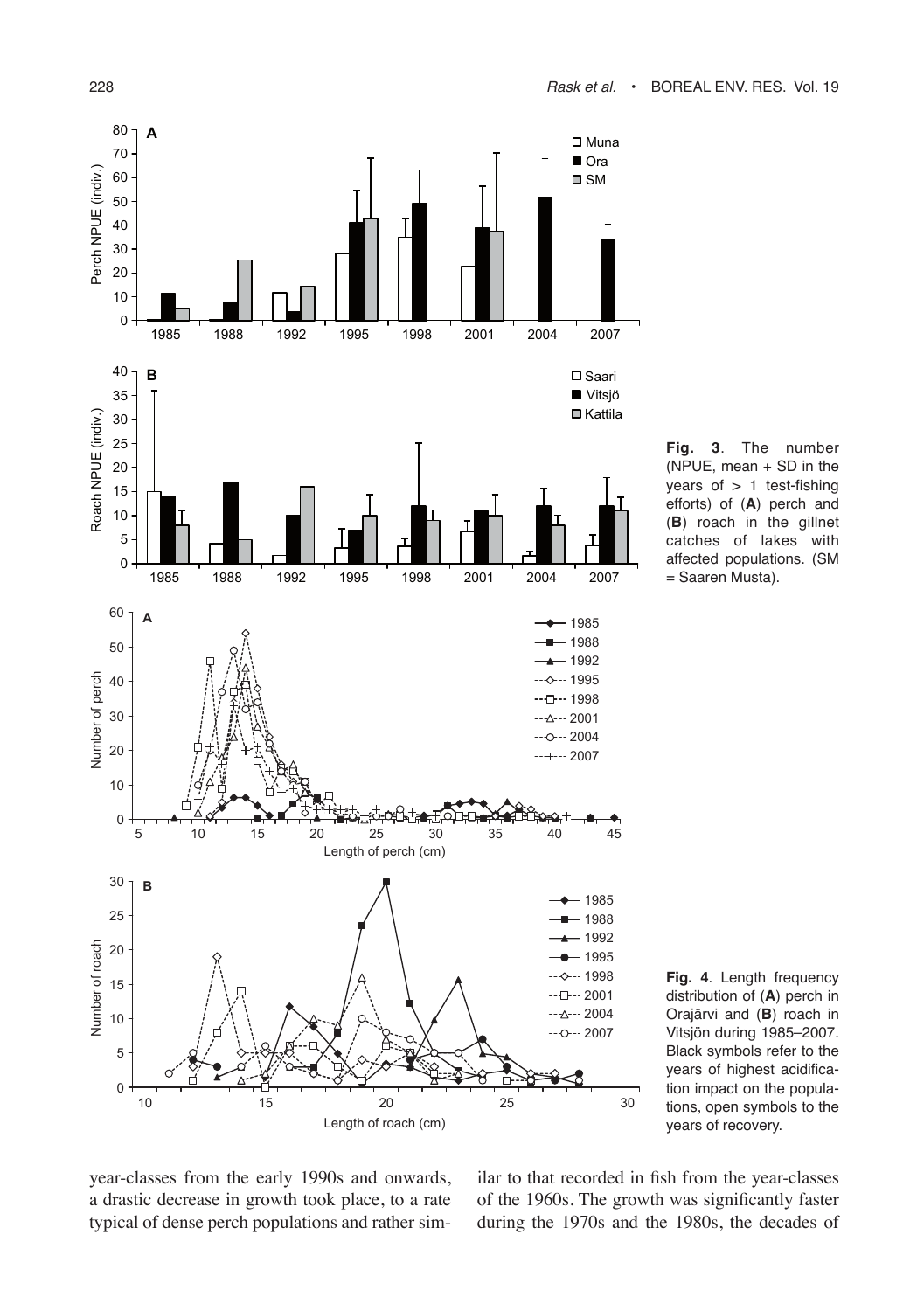**Fig. 3**. The number (NPUE, mean + SD in the years of > 1 test-fishing efforts) of (**A**) perch and (**B**) roach in the gillnet catches of lakes with affected populations. (SM = Saaren Musta).

**Fig. 4**. Length frequency distribution of (**A**) perch in Orajärvi and (**B**) roach in Vitsjön during 1985–2007. Black symbols refer to the years of highest acidification impact on the populations, open symbols to the years of recovery.

year-classes from the early 1990s and onwards, a drastic decrease in growth took place, to a rate typical of dense perch populations and rather similar to that recorded in fish from the year-classes of the 1960s. The growth was significantly faster during the 1970s and the 1980s, the decades of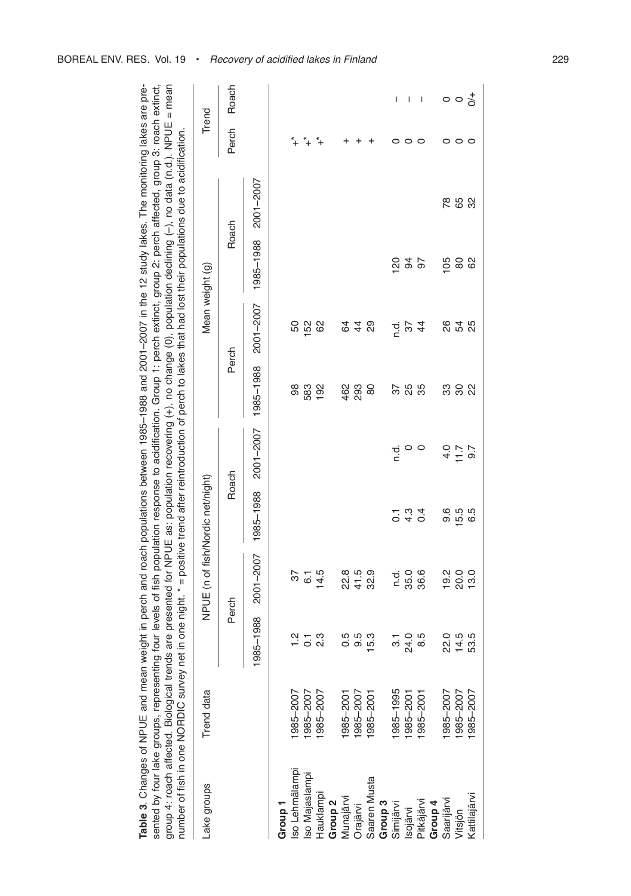**Table 3.** Changes of NPUE and mean weight in perch and roach populations between 1985–1988 and 2001–2007 in the 12 study lakes. The monitoring lakes are presented by four lake groups, representing four levels of fish population response to acidification. Group 1: perch extinct, group 2: perch affected, group 3: roach extinct, group 4: roach affected. Biological trends are presented for NPUE as: population recovering (+), no change (0), population declining (–), no data (n.d.). NPUE = mean number of fish in one NORDIC survey net in one night. * = positive trend after reintroduction of perch to lakes that had lost their populations due to acidification.

| Lake groups | Trend data | NPUE (n of fish/Nordic net/night) | | | | Mean weight (g) | | | | Trend | |
|---|---|---|---|---|---|---|---|---|---|---|---|
| | | Perch | | Roach | | Perch | | Roach | | Perch | Roach |
| | | 1985–1988 | 2001–2007 | 1985–1988 | 2001–2007 | 1985–1988 | 2001–2007 | 1985–1988 | 2001–2007 | | |
| **Group 1** | | | | | | | | | | | |
| Iso Lehmälampi | 1985–2007 | 1.2 | 37 | | | 98 | 50 | | | +* | |
| Iso Majaslampi | 1985–2007 | 0.1 | 6.1 | | | 583 | 152 | | | +* | |
| Hauklampi | 1985–2007 | 2.3 | 14.5 | | | 192 | 62 | | | +* | |
| **Group 2** | | | | | | | | | | | |
| Munajärvi | 1985–2001 | 0.5 | 22.8 | | | 462 | 64 | | | + | |
| Orajärvi | 1985–2007 | 9.5 | 41.5 | | | 293 | 44 | | | + | |
| Saaren Musta | 1985–2001 | 15.3 | 32.9 | | | 80 | 29 | | | + | |
| **Group 3** | | | | | | | | | | | |
| Simijärvi | 1985–1995 | 3.1 | n.d. | 0.1 | n.d. | 37 | n.d. | 120 | | 0 | – |
| Isojärvi | 1985–2001 | 24.0 | 35.0 | 4.3 | 0 | 25 | 37 | 94 | | 0 | – |
| Pitkäjärvi | 1985–2001 | 8.5 | 36.6 | 0.4 | 0 | 35 | 44 | 97 | | 0 | – |
| **Group 4** | | | | | | | | | | | |
| Saarijärvi | 1985–2007 | 22.0 | 19.2 | 9.6 | 4.0 | 33 | 26 | 105 | 78 | 0 | 0 |
| Vitsjön | 1985–2007 | 14.5 | 20.0 | 15.5 | 11.7 | 30 | 54 | 80 | 65 | 0 | 0 |
| Kattilajärvi | 1985–2007 | 53.5 | 13.0 | 6.5 | 9.7 | 22 | 25 | 62 | 32 | 0 | 0/+ |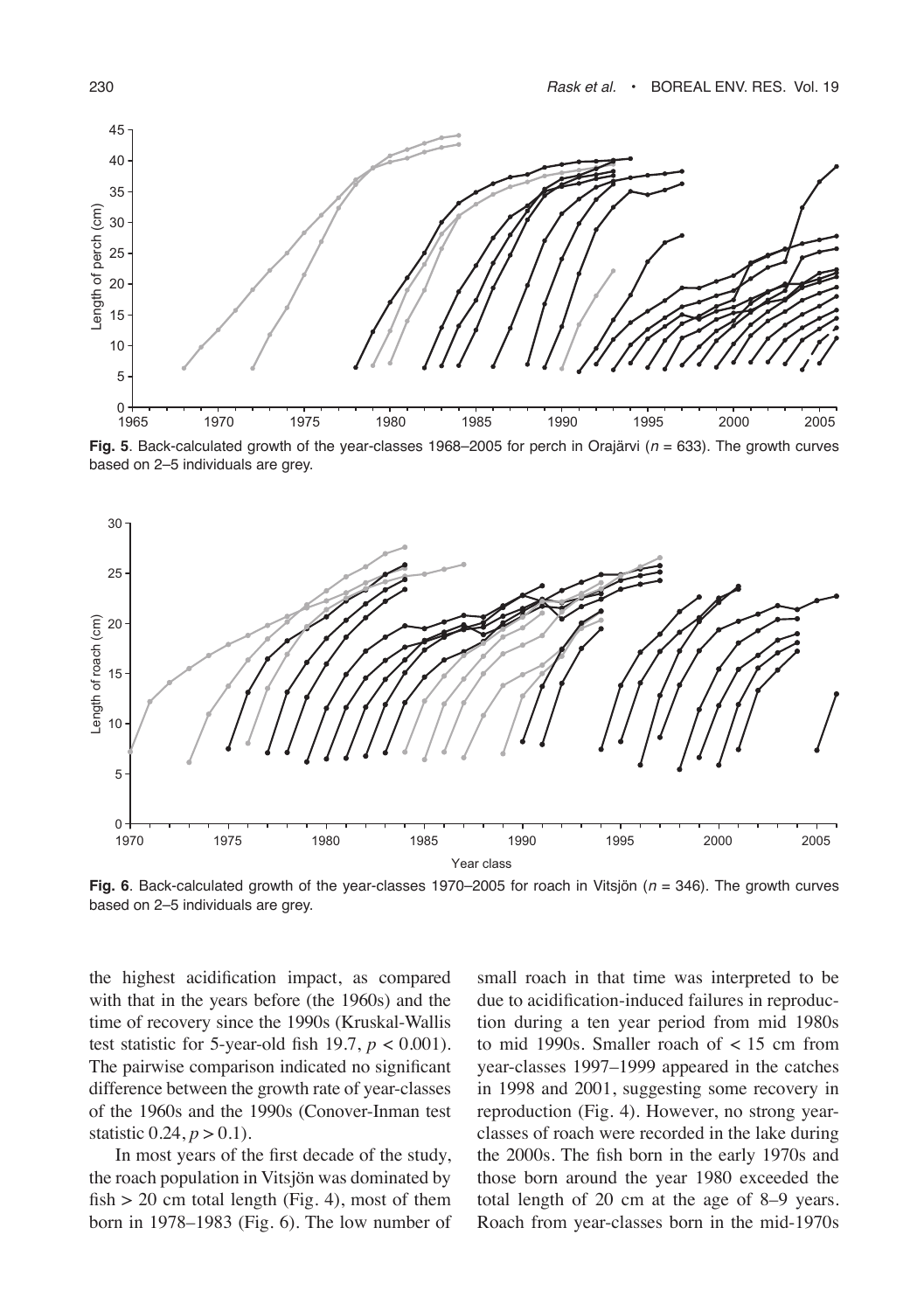**Fig. 5**. Back-calculated growth of the year-classes 1968–2005 for perch in Orajärvi ($n$ = 633). The growth curves based on 2–5 individuals are grey.

**Fig. 6**. Back-calculated growth of the year-classes 1970–2005 for roach in Vitsjön ($n$ = 346). The growth curves based on 2–5 individuals are grey.

the highest acidification impact, as compared with that in the years before (the 1960s) and the time of recovery since the 1990s (Kruskal-Wallis test statistic for 5-year-old fish 19.7, $p < 0.001$). The pairwise comparison indicated no significant difference between the growth rate of year-classes of the 1960s and the 1990s (Conover-Inman test statistic 0.24, $p > 0.1$).

In most years of the first decade of the study, the roach population in Vitsjön was dominated by fish > 20 cm total length (Fig. 4), most of them born in 1978–1983 (Fig. 6). The low number of small roach in that time was interpreted to be due to acidification-induced failures in reproduction during a ten year period from mid 1980s to mid 1990s. Smaller roach of < 15 cm from year-classes 1997–1999 appeared in the catches in 1998 and 2001, suggesting some recovery in reproduction (Fig. 4). However, no strong year-classes of roach were recorded in the lake during the 2000s. The fish born in the early 1970s and those born around the year 1980 exceeded the total length of 20 cm at the age of 8–9 years. Roach from year-classes born in the mid-1970s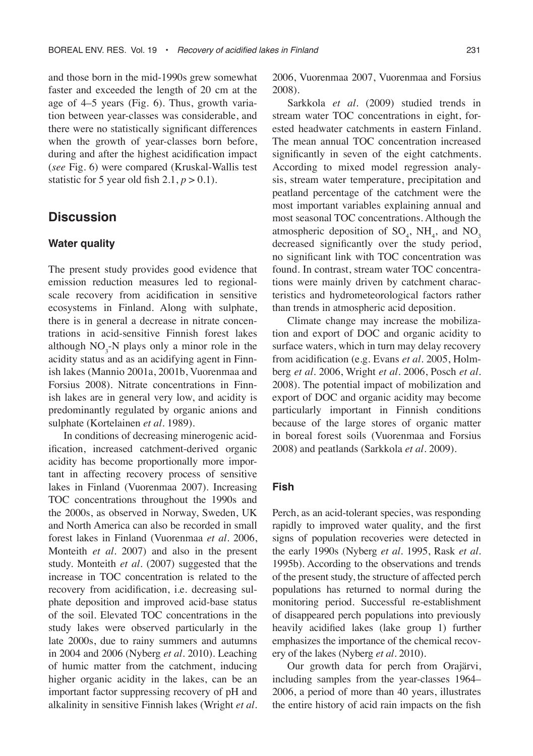and those born in the mid-1990s grew somewhat faster and exceeded the length of 20 cm at the age of 4–5 years (Fig. 6). Thus, growth variation between year-classes was considerable, and there were no statistically significant differences when the growth of year-classes born before, during and after the highest acidification impact (*see* Fig. 6) were compared (Kruskal-Wallis test statistic for 5 year old fish 2.1, $p > 0.1$).

## Discussion

### Water quality

The present study provides good evidence that emission reduction measures led to regional-scale recovery from acidification in sensitive ecosystems in Finland. Along with sulphate, there is in general a decrease in nitrate concentrations in acid-sensitive Finnish forest lakes although $NO_3$-N plays only a minor role in the acidity status and as an acidifying agent in Finnish lakes (Mannio 2001a, 2001b, Vuorenmaa and Forsius 2008). Nitrate concentrations in Finnish lakes are in general very low, and acidity is predominantly regulated by organic anions and sulphate (Kortelainen *et al*. 1989).

In conditions of decreasing minerogenic acidification, increased catchment-derived organic acidity has become proportionally more important in affecting recovery process of sensitive lakes in Finland (Vuorenmaa 2007). Increasing TOC concentrations throughout the 1990s and the 2000s, as observed in Norway, Sweden, UK and North America can also be recorded in small forest lakes in Finland (Vuorenmaa *et al*. 2006, Monteith *et al*. 2007) and also in the present study. Monteith *et al*. (2007) suggested that the increase in TOC concentration is related to the recovery from acidification, i.e. decreasing sulphate deposition and improved acid-base status of the soil. Elevated TOC concentrations in the study lakes were observed particularly in the late 2000s, due to rainy summers and autumns in 2004 and 2006 (Nyberg *et al*. 2010). Leaching of humic matter from the catchment, inducing higher organic acidity in the lakes, can be an important factor suppressing recovery of pH and alkalinity in sensitive Finnish lakes (Wright *et al*. 2006, Vuorenmaa 2007, Vuorenmaa and Forsius 2008).

Sarkkola *et al*. (2009) studied trends in stream water TOC concentrations in eight, forested headwater catchments in eastern Finland. The mean annual TOC concentration increased significantly in seven of the eight catchments. According to mixed model regression analysis, stream water temperature, precipitation and peatland percentage of the catchment were the most important variables explaining annual and most seasonal TOC concentrations. Although the atmospheric deposition of $SO_4$, $NH_4$, and $NO_3$ decreased significantly over the study period, no significant link with TOC concentration was found. In contrast, stream water TOC concentrations were mainly driven by catchment characteristics and hydrometeorological factors rather than trends in atmospheric acid deposition.

Climate change may increase the mobilization and export of DOC and organic acidity to surface waters, which in turn may delay recovery from acidification (e.g. Evans *et al*. 2005, Holmberg *et al*. 2006, Wright *et al*. 2006, Posch *et al*. 2008). The potential impact of mobilization and export of DOC and organic acidity may become particularly important in Finnish conditions because of the large stores of organic matter in boreal forest soils (Vuorenmaa and Forsius 2008) and peatlands (Sarkkola *et al*. 2009).

### Fish

Perch, as an acid-tolerant species, was responding rapidly to improved water quality, and the first signs of population recoveries were detected in the early 1990s (Nyberg *et al*. 1995, Rask *et al*. 1995b). According to the observations and trends of the present study, the structure of affected perch populations has returned to normal during the monitoring period. Successful re-establishment of disappeared perch populations into previously heavily acidified lakes (lake group 1) further emphasizes the importance of the chemical recovery of the lakes (Nyberg *et al*. 2010).

Our growth data for perch from Orajärvi, including samples from the year-classes 1964–2006, a period of more than 40 years, illustrates the entire history of acid rain impacts on the fish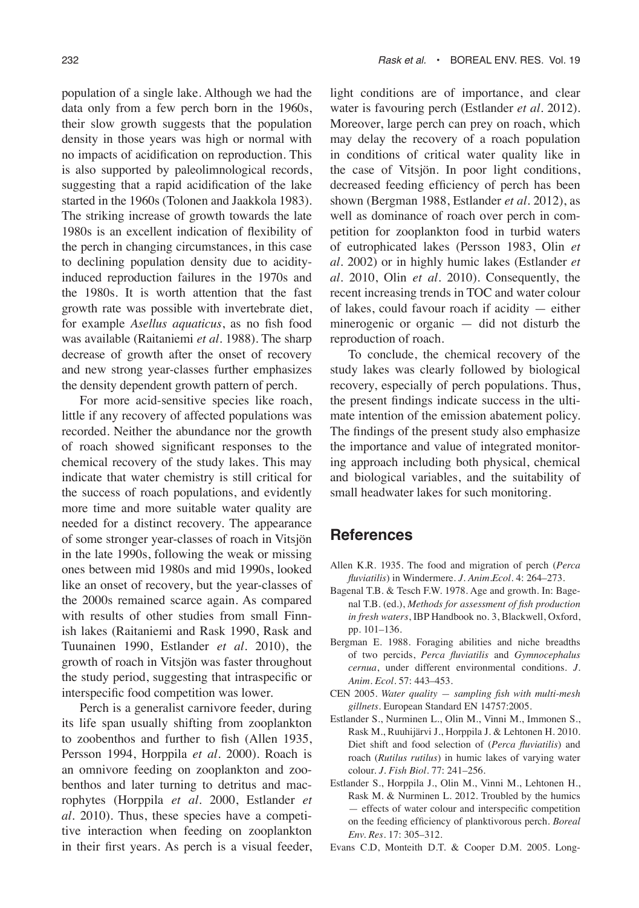population of a single lake. Although we had the data only from a few perch born in the 1960s, their slow growth suggests that the population density in those years was high or normal with no impacts of acidification on reproduction. This is also supported by paleolimnological records, suggesting that a rapid acidification of the lake started in the 1960s (Tolonen and Jaakkola 1983). The striking increase of growth towards the late 1980s is an excellent indication of flexibility of the perch in changing circumstances, in this case to declining population density due to acidity-induced reproduction failures in the 1970s and the 1980s. It is worth attention that the fast growth rate was possible with invertebrate diet, for example *Asellus aquaticus*, as no fish food was available (Raitaniemi *et al*. 1988). The sharp decrease of growth after the onset of recovery and new strong year-classes further emphasizes the density dependent growth pattern of perch.

For more acid-sensitive species like roach, little if any recovery of affected populations was recorded. Neither the abundance nor the growth of roach showed significant responses to the chemical recovery of the study lakes. This may indicate that water chemistry is still critical for the success of roach populations, and evidently more time and more suitable water quality are needed for a distinct recovery. The appearance of some stronger year-classes of roach in Vitsjön in the late 1990s, following the weak or missing ones between mid 1980s and mid 1990s, looked like an onset of recovery, but the year-classes of the 2000s remained scarce again. As compared with results of other studies from small Finnish lakes (Raitaniemi and Rask 1990, Rask and Tuunainen 1990, Estlander *et al*. 2010), the growth of roach in Vitsjön was faster throughout the study period, suggesting that intraspecific or interspecific food competition was lower.

Perch is a generalist carnivore feeder, during its life span usually shifting from zooplankton to zoobenthos and further to fish (Allen 1935, Persson 1994, Horppila *et al*. 2000). Roach is an omnivore feeding on zooplankton and zoobenthos and later turning to detritus and macrophytes (Horppila *et al*. 2000, Estlander *et al*. 2010). Thus, these species have a competitive interaction when feeding on zooplankton in their first years. As perch is a visual feeder, light conditions are of importance, and clear water is favouring perch (Estlander *et al*. 2012). Moreover, large perch can prey on roach, which may delay the recovery of a roach population in conditions of critical water quality like in the case of Vitsjön. In poor light conditions, decreased feeding efficiency of perch has been shown (Bergman 1988, Estlander *et al*. 2012), as well as dominance of roach over perch in competition for zooplankton food in turbid waters of eutrophicated lakes (Persson 1983, Olin *et al*. 2002) or in highly humic lakes (Estlander *et al*. 2010, Olin *et al*. 2010). Consequently, the recent increasing trends in TOC and water colour of lakes, could favour roach if acidity — either minerogenic or organic — did not disturb the reproduction of roach.

To conclude, the chemical recovery of the study lakes was clearly followed by biological recovery, especially of perch populations. Thus, the present findings indicate success in the ultimate intention of the emission abatement policy. The findings of the present study also emphasize the importance and value of integrated monitoring approach including both physical, chemical and biological variables, and the suitability of small headwater lakes for such monitoring.

## References

Allen K.R. 1935. The food and migration of perch (*Perca fluviatilis*) in Windermere. *J. Anim.Ecol*. 4: 264–273.

Bagenal T.B. & Tesch F.W. 1978. Age and growth. In: Bagenal T.B. (ed.), *Methods for assessment of fish production in fresh waters*, IBP Handbook no. 3, Blackwell, Oxford, pp. 101–136.

Bergman E. 1988. Foraging abilities and niche breadths of two percids, *Perca fluviatilis* and *Gymnocephalus cernua*, under different environmental conditions. *J. Anim. Ecol*. 57: 443–453.

CEN 2005. *Water quality — sampling fish with multi-mesh gillnets*. European Standard EN 14757:2005.

Estlander S., Nurminen L., Olin M., Vinni M., Immonen S., Rask M., Ruuhijärvi J., Horppila J. & Lehtonen H. 2010. Diet shift and food selection of (*Perca fluviatilis*) and roach (*Rutilus rutilus*) in humic lakes of varying water colour. *J. Fish Biol*. 77: 241–256.

Estlander S., Horppila J., Olin M., Vinni M., Lehtonen H., Rask M. & Nurminen L. 2012. Troubled by the humics — effects of water colour and interspecific competition on the feeding efficiency of planktivorous perch. *Boreal Env. Res*. 17: 305–312.

Evans C.D, Monteith D.T. & Cooper D.M. 2005. Long-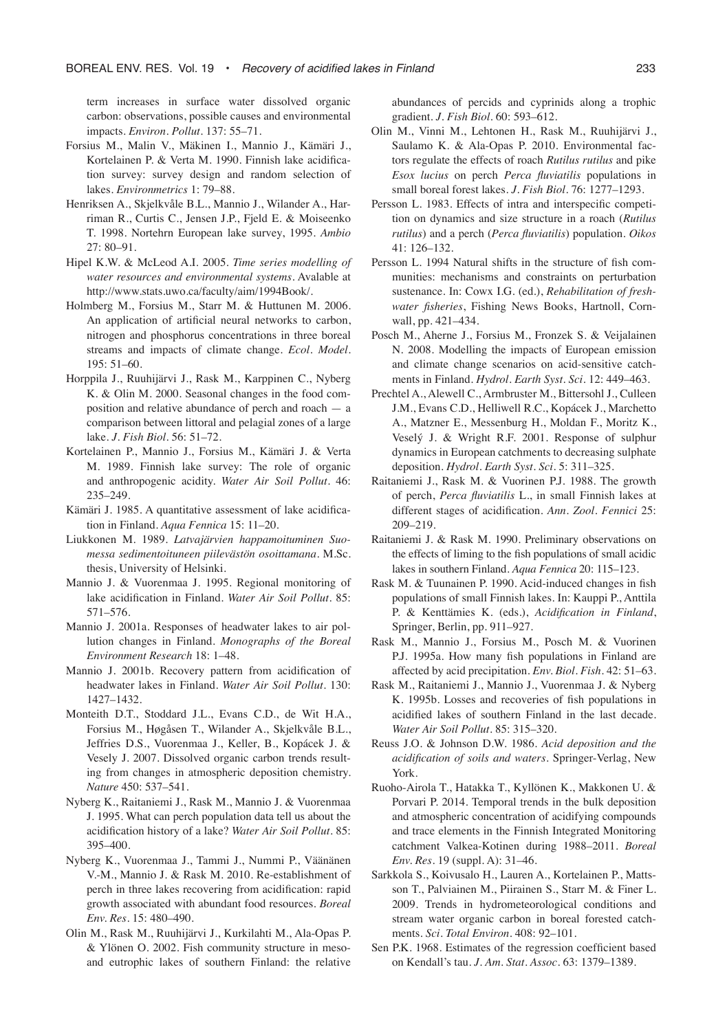term increases in surface water dissolved organic carbon: observations, possible causes and environmental impacts. *Environ. Pollut.* 137: 55–71.

Forsius M., Malin V., Mäkinen I., Mannio J., Kämäri J., Kortelainen P. & Verta M. 1990. Finnish lake acidification survey: survey design and random selection of lakes. *Environmetrics* 1: 79–88.

Henriksen A., Skjelkvåle B.L., Mannio J., Wilander A., Harriman R., Curtis C., Jensen J.P., Fjeld E. & Moiseenko T. 1998. Nortehrn European lake survey, 1995. *Ambio* 27: 80–91.

Hipel K.W. & McLeod A.I. 2005. *Time series modelling of water resources and environmental systems*. Avalable at http://www.stats.uwo.ca/faculty/aim/1994Book/.

Holmberg M., Forsius M., Starr M. & Huttunen M. 2006. An application of artificial neural networks to carbon, nitrogen and phosphorus concentrations in three boreal streams and impacts of climate change. *Ecol. Model.* 195: 51–60.

Horppila J., Ruuhijärvi J., Rask M., Karppinen C., Nyberg K. & Olin M. 2000. Seasonal changes in the food composition and relative abundance of perch and roach — a comparison between littoral and pelagial zones of a large lake. *J. Fish Biol.* 56: 51–72.

Kortelainen P., Mannio J., Forsius M., Kämäri J. & Verta M. 1989. Finnish lake survey: The role of organic and anthropogenic acidity. *Water Air Soil Pollut.* 46: 235–249.

Kämäri J. 1985. A quantitative assessment of lake acidification in Finland. *Aqua Fennica* 15: 11–20.

Liukkonen M. 1989. *Latvajärvien happamoituminen Suomessa sedimentoituneen piilevästön osoittamana*. M.Sc. thesis, University of Helsinki.

Mannio J. & Vuorenmaa J. 1995. Regional monitoring of lake acidification in Finland. *Water Air Soil Pollut.* 85: 571–576.

Mannio J. 2001a. Responses of headwater lakes to air pollution changes in Finland. *Monographs of the Boreal Environment Research* 18: 1–48.

Mannio J. 2001b. Recovery pattern from acidification of headwater lakes in Finland. *Water Air Soil Pollut.* 130: 1427–1432.

Monteith D.T., Stoddard J.L., Evans C.D., de Wit H.A., Forsius M., Høgåsen T., Wilander A., Skjelkvåle B.L., Jeffries D.S., Vuorenmaa J., Keller, B., Kopácek J. & Vesely J. 2007. Dissolved organic carbon trends resulting from changes in atmospheric deposition chemistry. *Nature* 450: 537–541.

Nyberg K., Raitaniemi J., Rask M., Mannio J. & Vuorenmaa J. 1995. What can perch population data tell us about the acidification history of a lake? *Water Air Soil Pollut.* 85: 395–400.

Nyberg K., Vuorenmaa J., Tammi J., Nummi P., Väänänen V.-M., Mannio J. & Rask M. 2010. Re-establishment of perch in three lakes recovering from acidification: rapid growth associated with abundant food resources. *Boreal Env. Res.* 15: 480–490.

Olin M., Rask M., Ruuhijärvi J., Kurkilahti M., Ala-Opas P. & Ylönen O. 2002. Fish community structure in meso- and eutrophic lakes of southern Finland: the relative abundances of percids and cyprinids along a trophic gradient. *J. Fish Biol.* 60: 593–612.

Olin M., Vinni M., Lehtonen H., Rask M., Ruuhijärvi J., Saulamo K. & Ala-Opas P. 2010. Environmental factors regulate the effects of roach *Rutilus rutilus* and pike *Esox lucius* on perch *Perca fluviatilis* populations in small boreal forest lakes. *J. Fish Biol.* 76: 1277–1293.

Persson L. 1983. Effects of intra and interspecific competition on dynamics and size structure in a roach (*Rutilus rutilus*) and a perch (*Perca fluviatilis*) population. *Oikos* 41: 126–132.

Persson L. 1994 Natural shifts in the structure of fish communities: mechanisms and constraints on perturbation sustenance. In: Cowx I.G. (ed.), *Rehabilitation of freshwater fisheries*, Fishing News Books, Hartnoll, Cornwall, pp. 421–434.

Posch M., Aherne J., Forsius M., Fronzek S. & Veijalainen N. 2008. Modelling the impacts of European emission and climate change scenarios on acid-sensitive catchments in Finland. *Hydrol. Earth Syst. Sci.* 12: 449–463.

Prechtel A., Alewell C., Armbruster M., Bittersohl J., Culleen J.M., Evans C.D., Helliwell R.C., Kopácek J., Marchetto A., Matzner E., Messenburg H., Moldan F., Moritz K., Veselý J. & Wright R.F. 2001. Response of sulphur dynamics in European catchments to decreasing sulphate deposition. *Hydrol. Earth Syst. Sci.* 5: 311–325.

Raitaniemi J., Rask M. & Vuorinen P.J. 1988. The growth of perch, *Perca fluviatilis* L., in small Finnish lakes at different stages of acidification. *Ann. Zool. Fennici* 25: 209–219.

Raitaniemi J. & Rask M. 1990. Preliminary observations on the effects of liming to the fish populations of small acidic lakes in southern Finland. *Aqua Fennica* 20: 115–123.

Rask M. & Tuunainen P. 1990. Acid-induced changes in fish populations of small Finnish lakes. In: Kauppi P., Anttila P. & Kenttämies K. (eds.), *Acidification in Finland*, Springer, Berlin, pp. 911–927.

Rask M., Mannio J., Forsius M., Posch M. & Vuorinen P.J. 1995a. How many fish populations in Finland are affected by acid precipitation. *Env. Biol. Fish.* 42: 51–63.

Rask M., Raitaniemi J., Mannio J., Vuorenmaa J. & Nyberg K. 1995b. Losses and recoveries of fish populations in acidified lakes of southern Finland in the last decade. *Water Air Soil Pollut.* 85: 315–320.

Reuss J.O. & Johnson D.W. 1986. *Acid deposition and the acidification of soils and waters*. Springer-Verlag, New York.

Ruoho-Airola T., Hatakka T., Kyllönen K., Makkonen U. & Porvari P. 2014. Temporal trends in the bulk deposition and atmospheric concentration of acidifying compounds and trace elements in the Finnish Integrated Monitoring catchment Valkea-Kotinen during 1988–2011. *Boreal Env. Res.* 19 (suppl. A): 31–46.

Sarkkola S., Koivusalo H., Lauren A., Kortelainen P., Mattsson T., Palviainen M., Piirainen S., Starr M. & Finer L. 2009. Trends in hydrometeorological conditions and stream water organic carbon in boreal forested catchments. *Sci. Total Environ.* 408: 92–101.

Sen P.K. 1968. Estimates of the regression coefficient based on Kendall's tau. *J. Am. Stat. Assoc.* 63: 1379–1389.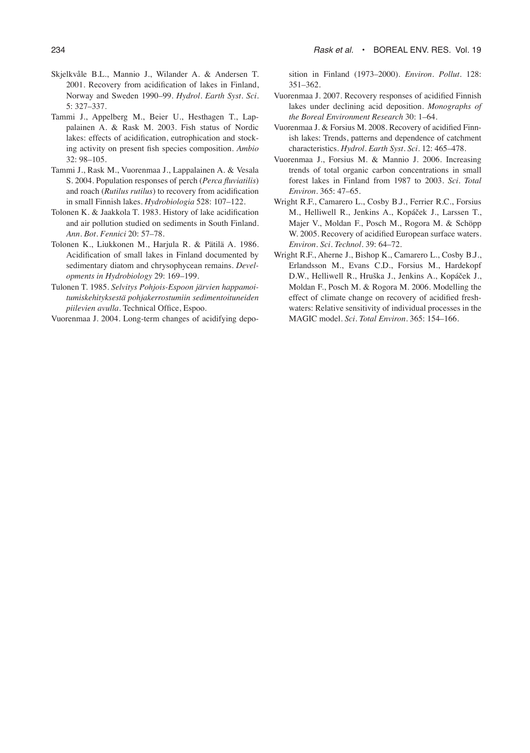Skjelkvåle B.L., Mannio J., Wilander A. & Andersen T. 2001. Recovery from acidification of lakes in Finland, Norway and Sweden 1990–99. *Hydrol. Earth Syst. Sci.* 5: 327–337.

Tammi J., Appelberg M., Beier U., Hesthagen T., Lappalainen A. & Rask M. 2003. Fish status of Nordic lakes: effects of acidification, eutrophication and stocking activity on present fish species composition. *Ambio* 32: 98–105.

Tammi J., Rask M., Vuorenmaa J., Lappalainen A. & Vesala S. 2004. Population responses of perch (*Perca fluviatilis*) and roach (*Rutilus rutilus*) to recovery from acidification in small Finnish lakes. *Hydrobiologia* 528: 107–122.

Tolonen K. & Jaakkola T. 1983. History of lake acidification and air pollution studied on sediments in South Finland. *Ann. Bot. Fennici* 20: 57–78.

Tolonen K., Liukkonen M., Harjula R. & Pätilä A. 1986. Acidification of small lakes in Finland documented by sedimentary diatom and chrysophycean remains. *Developments in Hydrobiology* 29: 169–199.

Tulonen T. 1985. *Selvitys Pohjois-Espoon järvien happamoitumiskehityksestä pohjakerrostumiin sedimentoituneiden piilevien avulla*. Technical Office, Espoo.

Vuorenmaa J. 2004. Long-term changes of acidifying deposition in Finland (1973–2000). *Environ. Pollut.* 128: 351–362.

Vuorenmaa J. 2007. Recovery responses of acidified Finnish lakes under declining acid deposition. *Monographs of the Boreal Environment Research* 30: 1–64.

Vuorenmaa J. & Forsius M. 2008. Recovery of acidified Finnish lakes: Trends, patterns and dependence of catchment characteristics. *Hydrol. Earth Syst. Sci.* 12: 465–478.

Vuorenmaa J., Forsius M. & Mannio J. 2006. Increasing trends of total organic carbon concentrations in small forest lakes in Finland from 1987 to 2003. *Sci. Total Environ.* 365: 47–65.

Wright R.F., Camarero L., Cosby B.J., Ferrier R.C., Forsius M., Helliwell R., Jenkins A., Kopáček J., Larssen T., Majer V., Moldan F., Posch M., Rogora M. & Schöpp W. 2005. Recovery of acidified European surface waters. *Environ. Sci. Technol.* 39: 64–72.

Wright R.F., Aherne J., Bishop K., Camarero L., Cosby B.J., Erlandsson M., Evans C.D., Forsius M., Hardekopf D.W., Helliwell R., Hruška J., Jenkins A., Kopáček J., Moldan F., Posch M. & Rogora M. 2006. Modelling the effect of climate change on recovery of acidified freshwaters: Relative sensitivity of individual processes in the MAGIC model. *Sci. Total Environ.* 365: 154–166.